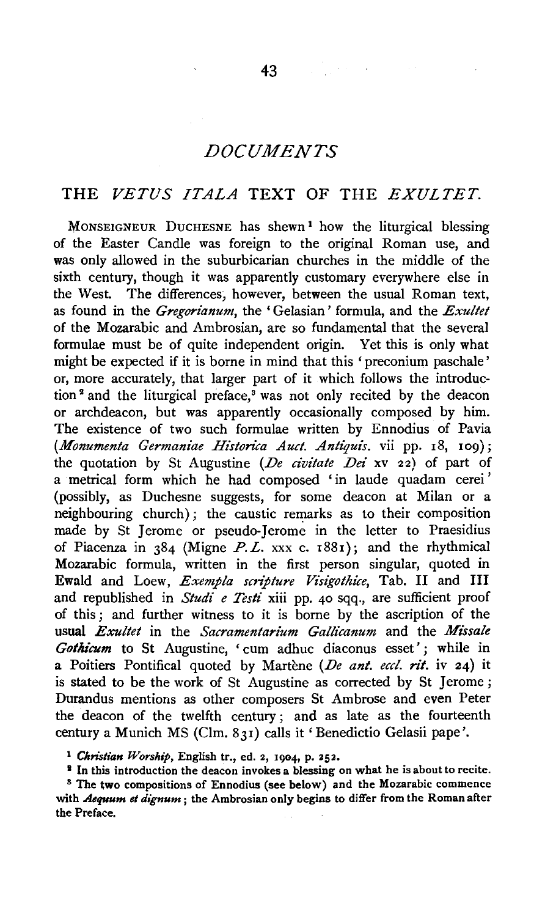# *DOCUMENTS*

## THE *VETUS ITALA* TEXT OF THE *EXULTET*.

MONSEIGNEUR DUCHESNE has shewn[1] how the liturgical blessing of the Easter Candle was foreign to the original Roman use, and was only allowed in the suburbicarian churches in the middle of the sixth century, though it was apparently customary everywhere else in the West. The differences, however, between the usual Roman text, as found in the *Gregorianum*, the 'Gelasian' formula, and the *Exultet* of the Mozarabic and Ambrosian, are so fundamental that the several formulae must be of quite independent origin. Yet this is only what might be expected if it is borne in mind that this 'preconium paschale' or, more accurately, that larger part of it which follows the introduction[2] and the liturgical preface,[3] was not only recited by the deacon or archdeacon, but was apparently occasionally composed by him. The existence of two such formulae written by Ennodius of Pavia (*Monumenta Germaniae Historica Auct. Antiquis.* vii pp. 18, 109); the quotation by St Augustine (*De civitate Dei* xv 22) of part of a metrical form which he had composed 'in laude quadam cerei' (possibly, as Duchesne suggests, for some deacon at Milan or a neighbouring church); the caustic remarks as to their composition made by St Jerome or pseudo-Jerome in the letter to Praesidius of Piacenza in 384 (Migne *P.L.* xxx c. 1881); and the rhythmical Mozarabic formula, written in the first person singular, quoted in Ewald and Loew, *Exempla scripture Visigothice*, Tab. II and III and republished in *Studi e Testi* xiii pp. 40 sqq., are sufficient proof of this; and further witness to it is borne by the ascription of the usual *Exultet* in the *Sacramentarium Gallicanum* and the *Missale Gothicum* to St Augustine, 'cum adhuc diaconus esset'; while in a Poitiers Pontifical quoted by Martène (*De ant. eccl. rit.* iv 24) it is stated to be the work of St Augustine as corrected by St Jerome; Durandus mentions as other composers St Ambrose and even Peter the deacon of the twelfth century; and as late as the fourteenth century a Munich MS (Clm. 831) calls it 'Benedictio Gelasii pape'.

[1] *Christian Worship*, English tr., ed. 2, 1904, p. 252.

[2] In this introduction the deacon invokes a blessing on what he is about to recite.

[3] The two compositions of Ennodius (see below) and the Mozarabic commence with *Aequum et dignum*; the Ambrosian only begins to differ from the Roman after the Preface.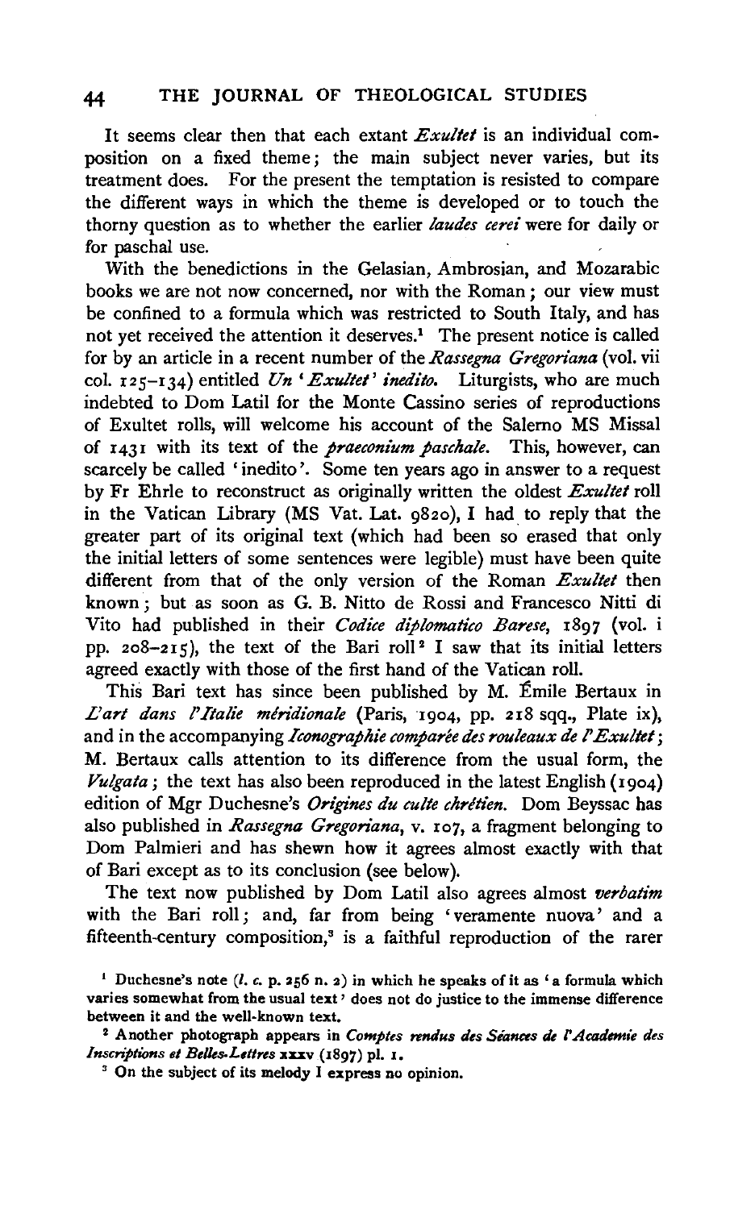It seems clear then that each extant *Exultet* is an individual composition on a fixed theme; the main subject never varies, but its treatment does. For the present the temptation is resisted to compare the different ways in which the theme is developed or to touch the thorny question as to whether the earlier *laudes cerei* were for daily or for paschal use.

With the benedictions in the Gelasian, Ambrosian, and Mozarabic books we are not now concerned, nor with the Roman; our view must be confined to a formula which was restricted to South Italy, and has not yet received the attention it deserves.[1] The present notice is called for by an article in a recent number of the *Rassegna Gregoriana* (vol. vii col. 125–134) entitled *Un 'Exultet' inedito*. Liturgists, who are much indebted to Dom Latil for the Monte Cassino series of reproductions of Exultet rolls, will welcome his account of the Salerno MS Missal of 1431 with its text of the *praeconium paschale*. This, however, can scarcely be called 'inedito'. Some ten years ago in answer to a request by Fr Ehrle to reconstruct as originally written the oldest *Exultet* roll in the Vatican Library (MS Vat. Lat. 9820), I had to reply that the greater part of its original text (which had been so erased that only the initial letters of some sentences were legible) must have been quite different from that of the only version of the Roman *Exultet* then known; but as soon as G. B. Nitto de Rossi and Francesco Nitti di Vito had published in their *Codice diplomatico Barese*, 1897 (vol. i pp. 208–215), the text of the Bari roll[2] I saw that its initial letters agreed exactly with those of the first hand of the Vatican roll.

This Bari text has since been published by M. Émile Bertaux in *L'art dans l'Italie méridionale* (Paris, 1904, pp. 218 sqq., Plate ix), and in the accompanying *Iconographie comparée des rouleaux de l'Exultet*; M. Bertaux calls attention to its difference from the usual form, the *Vulgata*; the text has also been reproduced in the latest English (1904) edition of Mgr Duchesne's *Origines du culte chrétien*. Dom Beyssac has also published in *Rassegna Gregoriana*, v. 107, a fragment belonging to Dom Palmieri and has shewn how it agrees almost exactly with that of Bari except as to its conclusion (see below).

The text now published by Dom Latil also agrees almost *verbatim* with the Bari roll; and, far from being 'veramente nuova' and a fifteenth-century composition,[3] is a faithful reproduction of the rarer

[1] Duchesne's note (*l. c.* p. 256 n. 2) in which he speaks of it as 'a formula which varies somewhat from the usual text' does not do justice to the immense difference between it and the well-known text.

[2] Another photograph appears in *Comptes rendus des Séances de l'Académie des Inscriptions et Belles-Lettres* xxxv (1897) pl. 1.

[3] On the subject of its melody I express no opinion.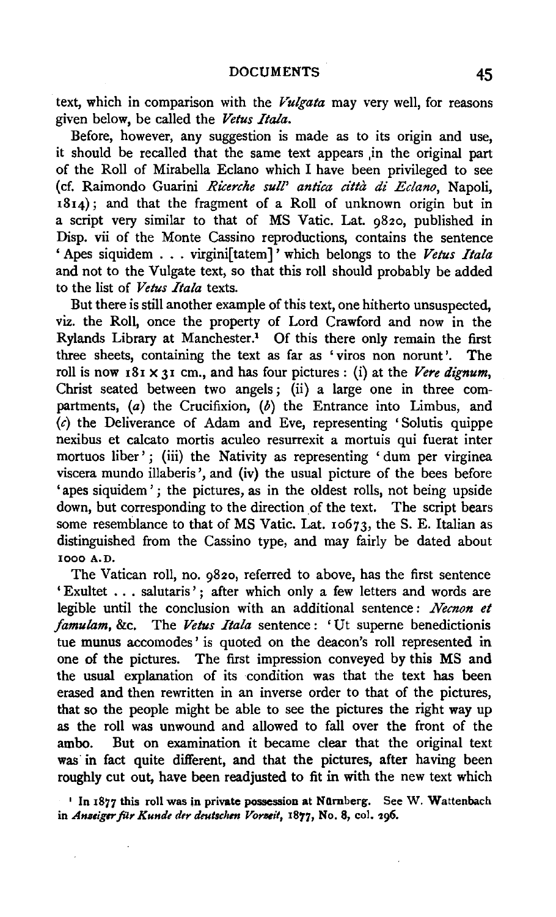text, which in comparison with the *Vulgata* may very well, for reasons given below, be called the *Vetus Itala*.

Before, however, any suggestion is made as to its origin and use, it should be recalled that the same text appears in the original part of the Roll of Mirabella Eclano which I have been privileged to see (cf. Raimondo Guarini *Ricerche sull' antica città di Eclano*, Napoli, 1814); and that the fragment of a Roll of unknown origin but in a script very similar to that of MS Vatic. Lat. 9820, published in Disp. vii of the Monte Cassino reproductions, contains the sentence 'Apes siquidem . . . virgini[tatem]' which belongs to the *Vetus Itala* and not to the Vulgate text, so that this roll should probably be added to the list of *Vetus Itala* texts.

But there is still another example of this text, one hitherto unsuspected, viz. the Roll, once the property of Lord Crawford and now in the Rylands Library at Manchester.[1] Of this there only remain the first three sheets, containing the text as far as 'viros non norunt'. The roll is now 181 × 31 cm., and has four pictures: (i) at the *Vere dignum*, Christ seated between two angels; (ii) a large one in three compartments, (*a*) the Crucifixion, (*b*) the Entrance into Limbus, and (*c*) the Deliverance of Adam and Eve, representing 'Solutis quippe nexibus et calcato mortis aculeo resurrexit a mortuis qui fuerat inter mortuos liber'; (iii) the Nativity as representing 'dum per virginea viscera mundo illaberis', and (iv) the usual picture of the bees before 'apes siquidem'; the pictures, as in the oldest rolls, not being upside down, but corresponding to the direction of the text. The script bears some resemblance to that of MS Vatic. Lat. 10673, the S. E. Italian as distinguished from the Cassino type, and may fairly be dated about 1000 A.D.

The Vatican roll, no. 9820, referred to above, has the first sentence 'Exultet . . . salutaris'; after which only a few letters and words are legible until the conclusion with an additional sentence: *Necnon et famulam*, &c. The *Vetus Itala* sentence: 'Ut superne benedictionis tue munus accomodes' is quoted on the deacon's roll represented in one of the pictures. The first impression conveyed by this MS and the usual explanation of its condition was that the text has been erased and then rewritten in an inverse order to that of the pictures, that so the people might be able to see the pictures the right way up as the roll was unwound and allowed to fall over the front of the ambo. But on examination it became clear that the original text was in fact quite different, and that the pictures, after having been roughly cut out, have been readjusted to fit in with the new text which

[1] In 1877 this roll was in private possession at Nürnberg. See W. Wattenbach in *Anzeiger für Kunde der deutschen Vorzeit*, 1877, No. 8, col. 296.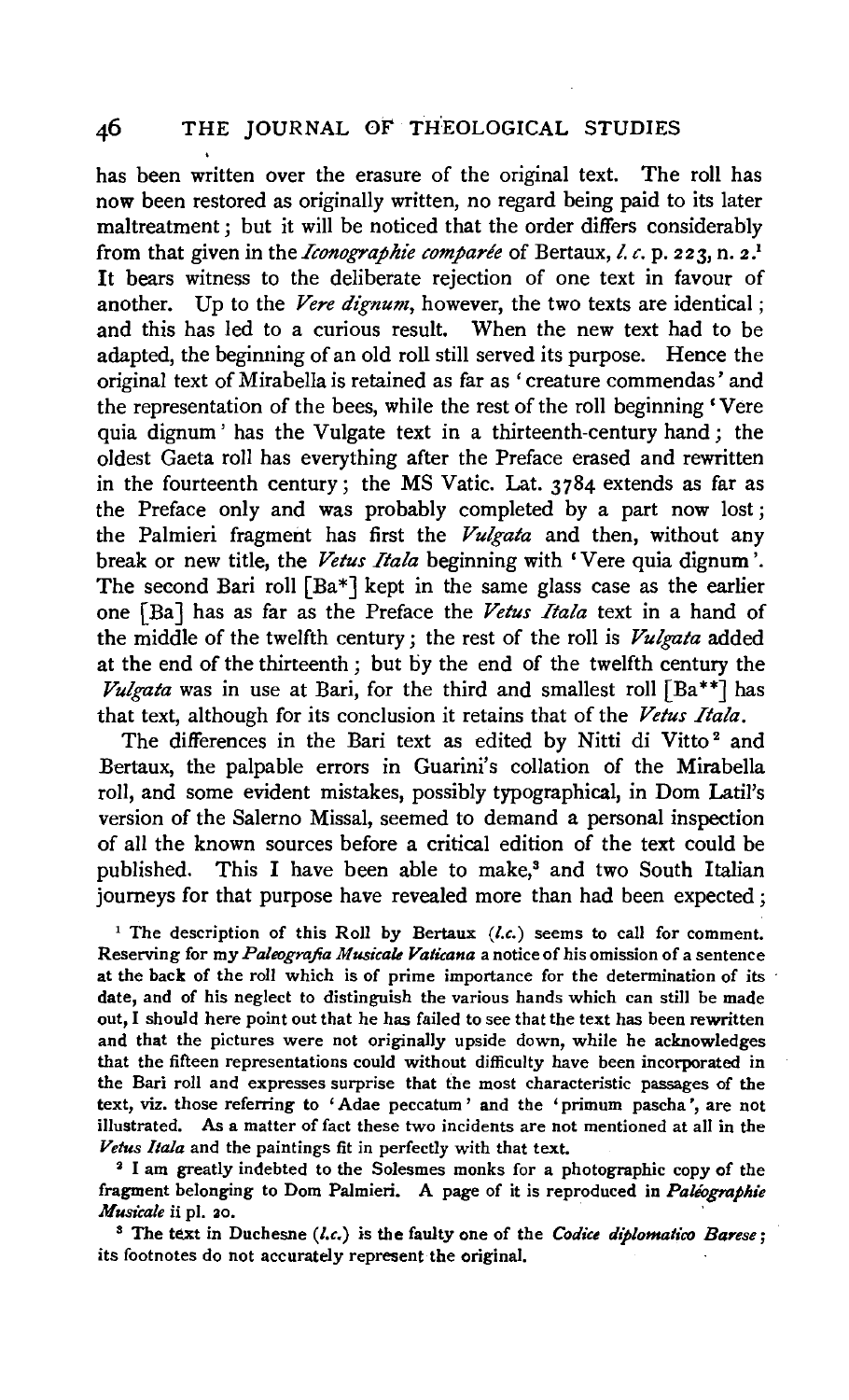has been written over the erasure of the original text. The roll has now been restored as originally written, no regard being paid to its later maltreatment; but it will be noticed that the order differs considerably from that given in the *Iconographie comparée* of Bertaux, *l. c.* p. 223, n. 2.[1] It bears witness to the deliberate rejection of one text in favour of another. Up to the *Vere dignum*, however, the two texts are identical; and this has led to a curious result. When the new text had to be adapted, the beginning of an old roll still served its purpose. Hence the original text of Mirabella is retained as far as 'creaturae commendas' and the representation of the bees, while the rest of the roll beginning 'Vere quia dignum' has the Vulgate text in a thirteenth-century hand; the oldest Gaeta roll has everything after the Preface erased and rewritten in the fourteenth century; the MS Vatic. Lat. 3784 extends as far as the Preface only and was probably completed by a part now lost; the Palmieri fragment has first the *Vulgata* and then, without any break or new title, the *Vetus Itala* beginning with 'Vere quia dignum'. The second Bari roll [Ba*] kept in the same glass case as the earlier one [Ba] has as far as the Preface the *Vetus Itala* text in a hand of the middle of the twelfth century; the rest of the roll is *Vulgata* added at the end of the thirteenth; but by the end of the twelfth century the *Vulgata* was in use at Bari, for the third and smallest roll [Ba**] has that text, although for its conclusion it retains that of the *Vetus Itala*.

The differences in the Bari text as edited by Nitti di Vitto[2] and Bertaux, the palpable errors in Guarini's collation of the Mirabella roll, and some evident mistakes, possibly typographical, in Dom Latil's version of the Salerno Missal, seemed to demand a personal inspection of all the known sources before a critical edition of the text could be published. This I have been able to make,[3] and two South Italian journeys for that purpose have revealed more than had been expected;

[1] The description of this Roll by Bertaux (*l.c.*) seems to call for comment. Reserving for my *Paleografia Musicale Vaticana* a notice of his omission of a sentence at the back of the roll which is of prime importance for the determination of its date, and of his neglect to distinguish the various hands which can still be made out, I should here point out that he has failed to see that the text has been rewritten and that the pictures were not originally upside down, while he acknowledges that the fifteen representations could without difficulty have been incorporated in the Bari roll and expresses surprise that the most characteristic passages of the text, viz. those referring to 'Adae peccatum' and the 'primum pascha', are not illustrated. As a matter of fact these two incidents are not mentioned at all in the *Vetus Itala* and the paintings fit in perfectly with that text.

[2] I am greatly indebted to the Solesmes monks for a photographic copy of the fragment belonging to Dom Palmieri. A page of it is reproduced in *Paléographie Musicale* ii pl. 20.

[3] The text in Duchesne (*l.c.*) is the faulty one of the *Codice diplomatico Barese*; its footnotes do not accurately represent the original.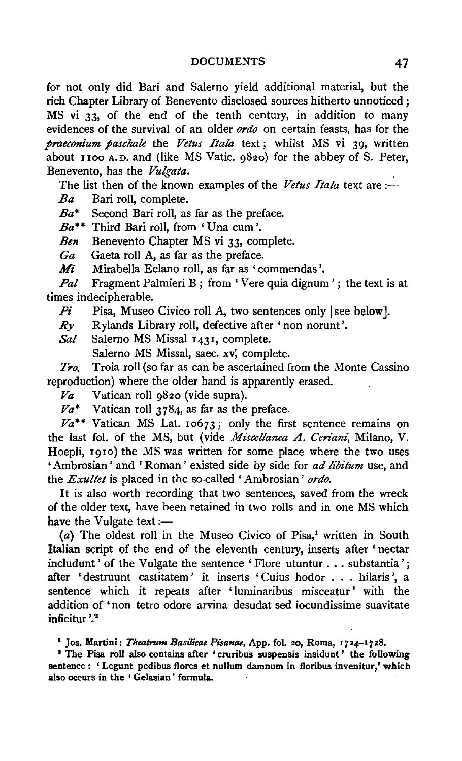for not only did Bari and Salerno yield additional material, but the rich Chapter Library of Benevento disclosed sources hitherto unnoticed; MS vi 33, of the end of the tenth century, in addition to many evidences of the survival of an older *ordo* on certain feasts, has for the *praeconium paschale* the *Vetus Itala* text; whilst MS vi 39, written about 1100 A.D. and (like MS Vatic. 9820) for the abbey of S. Peter, Benevento, has the *Vulgata*.

The list then of the known examples of the *Vetus Itala* text are :—

*Ba* Bari roll, complete.

*Ba\** Second Bari roll, as far as the preface.

*Ba\*\** Third Bari roll, from 'Una cum'.

*Ben* Benevento Chapter MS vi 33, complete.

*Ga* Gaeta roll A, as far as the preface.

*Mi* Mirabella Eclano roll, as far as 'commendas'.

*Pal* Fragment Palmieri B; from 'Vere quia dignum'; the text is at times indecipherable.

*Pi* Pisa, Museo Civico roll A, two sentences only [see below].

*Ry* Rylands Library roll, defective after 'non norunt'.

*Sal* Salerno MS Missal 1431, complete.
Salerno MS Missal, saec. xv, complete.

*Tro* Troia roll (so far as can be ascertained from the Monte Cassino reproduction) where the older hand is apparently erased.

*Va* Vatican roll 9820 (vide supra).

*Va\** Vatican roll 3784, as far as the preface.

*Va\*\** Vatican MS Lat. 10673; only the first sentence remains on the last fol. of the MS, but (vide *Miscellanea A. Ceriani*, Milano, V. Hoepli, 1910) the MS was written for some place where the two uses 'Ambrosian' and 'Roman' existed side by side for *ad libitum* use, and the *Exultet* is placed in the so-called 'Ambrosian' *ordo*.

It is also worth recording that two sentences, saved from the wreck of the older text, have been retained in two rolls and in one MS which have the Vulgate text :—

(*a*) The oldest roll in the Museo Civico of Pisa,[1] written in South Italian script of the end of the eleventh century, inserts after 'nectar includunt' of the Vulgate the sentence 'Flore utuntur . . . substantia'; after 'destruunt castitatem' it inserts 'Cuius hodor . . . hilaris', a sentence which it repeats after 'luminaribus misceatur' with the addition of 'non tetro odore arvina desudat sed iocundissime suavitate inficitur'.[2]

[1] Jos. Martini: *Theatrum Basilicae Pisanae*, App. fol. 20, Roma, 1724–1728.

[2] The Pisa roll also contains after 'cruribus suspensis insidunt' the following sentence: 'Legunt pedibus flores et nullum damnum in floribus invenitur,' which also occurs in the 'Gelasian' formula.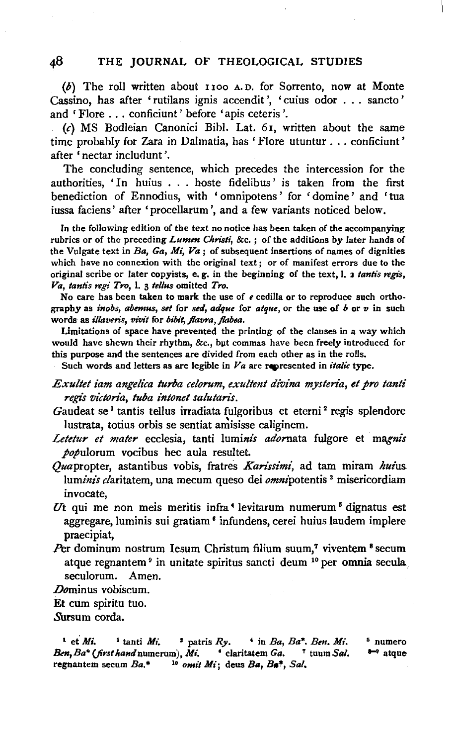(*b*) The roll written about 1100 A.D. for Sorrento, now at Monte Cassino, has after 'rutilans ignis accendit', 'cuius odor . . . sancto' and 'Flore . . . conficiunt' before 'apis ceteris'.

(*c*) MS Bodleian Canonici Bibl. Lat. 61, written about the same time probably for Zara in Dalmatia, has 'Flore utuntur . . . conficiunt' after 'nectar includunt'.

The concluding sentence, which precedes the intercession for the authorities, 'In huius . . . hoste fidelibus' is taken from the first benediction of Ennodius, with 'omnipotens' for 'domine' and 'tua iussa faciens' after 'procellarum', and a few variants noticed below.

In the following edition of the text no notice has been taken of the accompanying rubrics or of the preceding *Lumen Christi*, &c.; of the additions by later hands of the Vulgate text in *Ba, Ga, Mi, Va*; of subsequent insertions of names of dignities which have no connexion with the original text; or of manifest errors due to the original scribe or later copyists, e. g. in the beginning of the text, l. 2 *tantis regis*, *Va*, *tantis regi Tro*, l. 3 *tellus* omitted *Tro*.

No care has been taken to mark the use of *e* cedilla or to reproduce such orthography as *inobs, abemus, set* for *sed*, *adque* for *atque*, or the use of *b* or *v* in such words as *illaveris, vivit* for *bibit, flavra, flabea*.

Limitations of space have prevented the printing of the clauses in a way which would have shewn their rhythm, &c., but commas have been freely introduced for this purpose and the sentences are divided from each other as in the rolls.

Such words and letters as are legible in *Va* are represented in *italic* type.

*Exultet iam angelica turba celorum, exultent divina mysteria, et pro tanti regis victoria, tuba intonet salutaris.*

*G*audeat se[1] tantis tellus irradiata fulgoribus et eterni[2] regis splendore lustrata, totius orbis se sentiat amisisse caliginem.

*Letetur et mater* ecclesia, tanti lumi*nis ador*nata fulgore et ma*gnis pop*ulorum vocibus hec aula resultet.

*Qua*propter, astantibus vobis, fratres *Karissimi*, ad tam miram *huius* lum*inis cl*aritatem, una mecum queso dei *omni*potentis[3] misericordiam invocate,

*U*t qui me non meis meritis infra[4] levitarum numerum[5] dignatus est aggregare, luminis sui gratiam[6] infundens, cerei huius laudem implere praecipiat,

*P*er dominum nostrum Iesum Christum filium suum,[7] viventem[8] secum atque regnantem[9] in unitate spiritus sancti deum[10] per omnia secula seculorum. Amen.

*D*ominus vobiscum.

Et cum spiritu tuo.

*S*ursum corda.

---

[1] et *Mi*. [2] tanti *Mi*. [3] patris *Ry*. [4] in *Ba*, *Ba*\*. *Ben*. *Mi*. [5] numero *Ben*, *Ba*\* (*first hand* numerum), *Mi*. [6] claritatem *Ga*. [7] tuum *Sal*. [8–9] atque regnantem secum *Ba*.\* [10] *omit Mi*; deus *Ba*, *Ba*\*, *Sal*.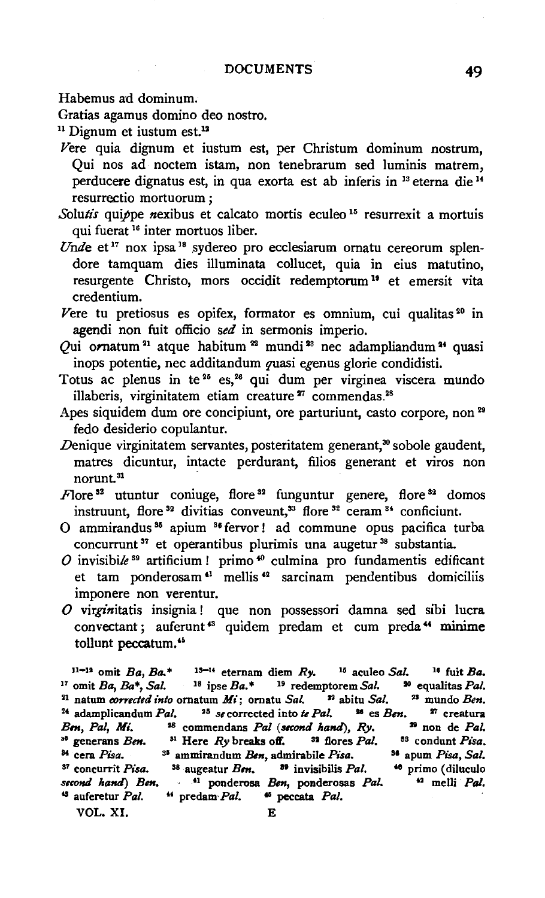Habemus ad dominum.

Gratias agamus domino deo nostro.

[11] Dignum et iustum est.[12]

*V*ere quia dignum et iustum est, per Christum dominum nostrum, Qui nos ad noctem istam, non tenebrarum sed luminis matrem, perducere dignatus est, in qua exorta est ab inferis in [13] eterna die [14] resurrectio mortuorum;

*S*olu*tis* qui*p*pe *n*exibus et calcato mortis eculeo [15] resurrexit a mortuis qui fuerat [16] inter mortuos liber.

*Und*e et [17] nox ipsa [18] sydereo pro ecclesiarum ornatu cereorum splendore tamquam dies illuminata collucet, quia in eius matutino, resurgente Christo, mors occidit redemptorum [19] et emersit vita credentium.

*V*ere tu pretiosus es opifex, formator es omnium, cui qualitas [20] in agendi non fuit officio s*ed* in sermonis imperio.

*Q*ui o*r*natum [21] atque habitum [22] mundi [23] nec adampliandum [24] quasi inops potentie, nec additandum *q*uasi e*g*enus glorie condidisti.

Totus ac plenus in te [25] es,[26] qui dum per virginea viscera mundo illaberis, virginitatem etiam creature [27] commendas.[28]

Apes siquidem dum ore concipiunt, ore parturiunt, casto corpore, non [29] fedo desiderio copulantur.

*D*enique virginitatem servantes, posteritatem generant,[30] sobole gaudent, matres dicuntur, intacte perdurant, filios generant et viros non norunt.[31]

*F*lore [32] utuntur coniuge, flore [32] funguntur genere, flore [32] domos instruunt, flore [32] divitias conveunt,[33] flore [32] ceram [34] conficiunt.

O ammirandus [35] apium [36] fervor! ad commune opus pacifica turba concurrunt [37] et operantibus plurimis una augetur [38] substantia.

*O* invisibi*le* [39] artificium! primo [40] culmina pro fundamentis edificant et tam ponderosam [41] mellis [42] sarcinam pendentibus domiciliis imponere non verentur.

*O* vir*gin*itatis insignia! que non possessori damna sed sibi lucra convectant; auferunt [43] quidem predam et cum preda [44] **minime** tollunt peccatum.[45]

---

[11–12] omit *Ba, Ba.\** [13–14] eternam diem *Ry.* [15] aculeo *Sal.* [16] fuit *Ba.* [17] omit *Ba, Ba\*, Sal.* [18] ipse *Ba.\** [19] redemptorem *Sal.* [20] equalitas *Pal.* [21] natum *corrected into* ornatum *Mi*; ornatu *Sal.* [22] abitu *Sal.* [23] mundo *Ben.* [24] adamplicandum *Pal.* [25] *se* corrected into *te Pal.* [26] es *Ben.* [27] creatura *Ben, Pal, Mi.* [28] commendans *Pal* (*second hand*), *Ry.* [29] non de *Pal.* [30] generans *Ben.* [31] Here *Ry* breaks off. [32] flores *Pal.* [33] condunt *Pisa.* [34] cera *Pisa.* [35] ammirandum *Ben*, admirabile *Pisa.* [36] apum *Pisa, Sal.* [37] concurrit *Pisa.* [38] augeatur *Ben.* [39] invisibilis *Pal.* [40] primo (diluculo *second hand*) *Ben.* [41] ponderosa *Ben*, ponderosas *Pal.* [42] melli *Pal.* [43] auferetur *Pal.* [44] predam *Pal.* [45] peccata *Pal.*

VOL. XI. E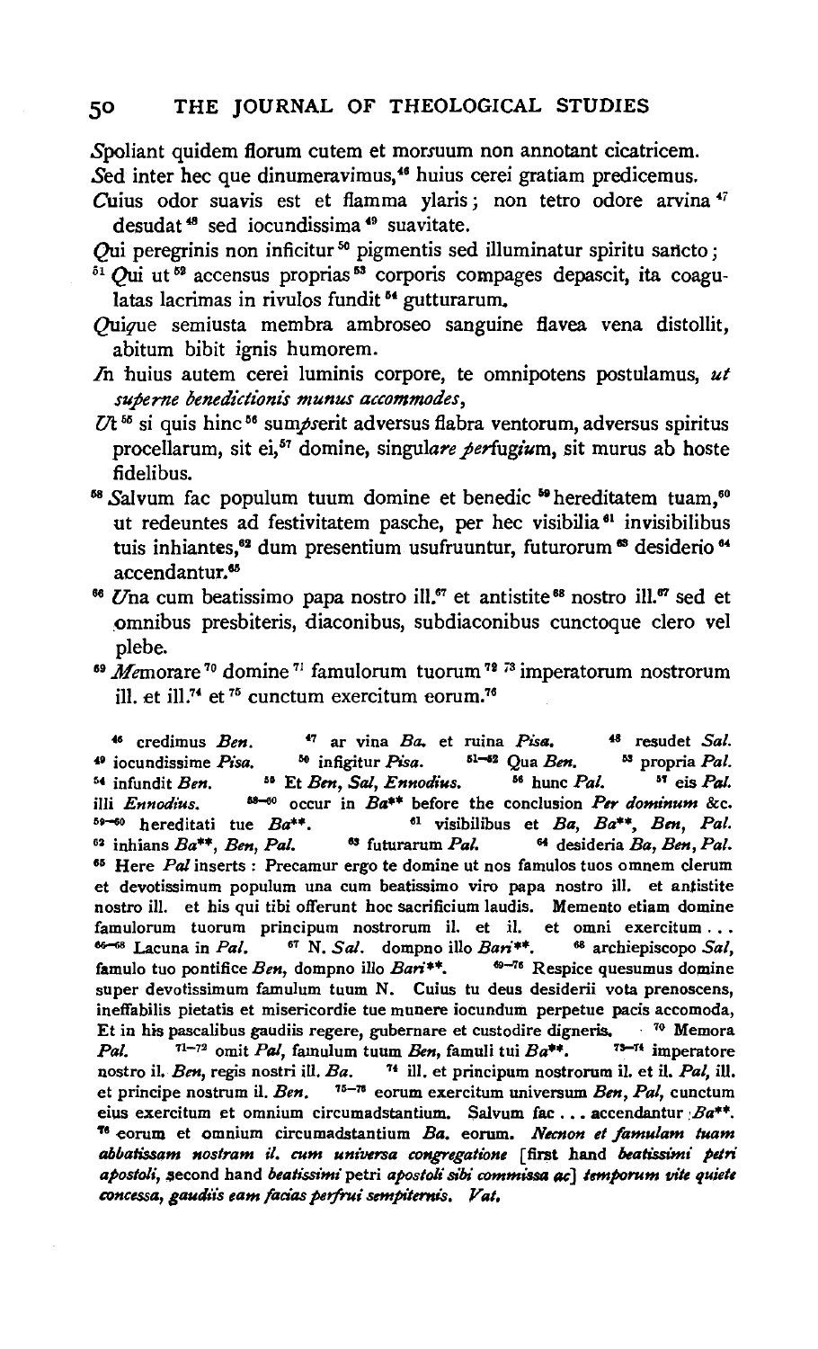*S*poliant quidem florum cutem et mor*s*uum non annotant cicatricem.

*S*ed inter hec que dinumeravimus,[46] huius cerei gratiam predicemus.

*C*uius odor suavis est et flamma ylaris; non tetro odore arvina[47] desudat[48] sed iocundissima[49] suavitate.

*Q*ui peregrinis non inficitur[50] pigmentis sed illuminatur spiritu sancto;

[51] *Q*ui ut[52] accensus proprias[53] corporis compages depascit, ita coagulatas lacrimas in rivulos fundit[54] gutturarum.

*Q*ui*q*ue semiusta membra ambroseo sanguine flavea vena distollit, abitum bibit ignis humorem.

*I*n huius autem cerei luminis corpore, te omnipotens postulamus, *ut superne benedictionis munus accommodes*,

*U*t[55] si quis hinc[56] sum*p*serit adversus flabra ventorum, adversus spiritus procellarum, sit ei,[57] domine, singul*are perf*ugi*u*m, sit murus ab hoste fidelibus.

[58] *S*alvum fac populum tuum domine et benedic[59] hereditatem tuam,[60] ut redeuntes ad festivitatem pasche, per hec visibilia[61] invisibilibus tuis inhiantes,[62] dum presentium usufruuntur, futurorum[63] desiderio[64] accendantur.[65]

[66] *U*na cum beatissimo papa nostro ill.[67] et antistite[68] nostro ill.[67] sed et omnibus presbiteris, diaconibus, subdiaconibus cunctoque clero vel plebe.

[69] *M*emorare[70] domine[71] famulorum tuorum[72] [73] imperatorum nostrorum ill. et ill.[74] et[75] cunctum exercitum eorum.[76]

---

[46] credimus *Ben*. [47] ar vina *Ba*. et ruina *Pisa*. [48] resudet *Sal*. [49] iocundissime *Pisa*. [50] infigitur *Pisa*. [51–52] Qua *Ben*. [53] propria *Pal*. [54] infundit *Ben*. [55] Et *Ben*, *Sal*, *Ennodius*. [56] hunc *Pal*. [57] eis *Pal*. illi *Ennodius*. [58–60] occur in *Ba*** before the conclusion *Per dominum* &c. [59–60] hereditati tue *Ba***. [61] visibilibus et *Ba*, *Ba***, *Ben*, *Pal*. [62] inhians *Ba***, *Ben*, *Pal*. [63] futurarum *Pal*. [64] desideria *Ba*, *Ben*, *Pal*. [65] Here *Pal* inserts: Precamur ergo te domine ut nos famulos tuos omnem clerum et devotissimum populum una cum beatissimo viro papa nostro ill. et antistite nostro ill. et his qui tibi offerunt hoc sacrificium laudis. Memento etiam domine famulorum tuorum principum nostrorum il. et il. et omni exercitum . . . [66–68] Lacuna in *Pal*. [67] N. *Sal*. dompno illo *Bari***. [68] archiepiscopo *Sal*, famulo tuo pontifice *Ben*, dompno illo *Bari***. [69–76] Respice quesumus domine super devotissimum famulum tuum N. Cuius tu deus desiderii vota prenoscens, ineffabilis pietatis et misericordie tue munere iocundum perpetue pacis accomoda, Et in his pascalibus gaudiis regere, gubernare et custodire digneris. [70] Memora *Pal*. [71–72] omit *Pal*, famulum tuum *Ben*, famuli tui *Ba***. [73–74] imperatore nostro il. *Ben*, regis nostri ill. *Ba*. [74] ill. et principum nostrorum il. et il. *Pal*, ill. et principe nostrum il. *Ben*. [75–76] eorum exercitum universum *Ben*, *Pal*, cunctum eius exercitum et omnium circumadstantium. Salvum fac . . . accendantur *Ba***. [76] eorum et omnium circumadstantium *Ba*. eorum. *Necnon et famulam tuam abbatissam nostram il. cum universa congregatione* [first hand *beatissimi petri apostoli*, second hand *beatissimi* petri *apostoli sibi commissa ac*] *temporum vite quiete concessa, gaudiis eam facias perfrui sempiternis. Vat*.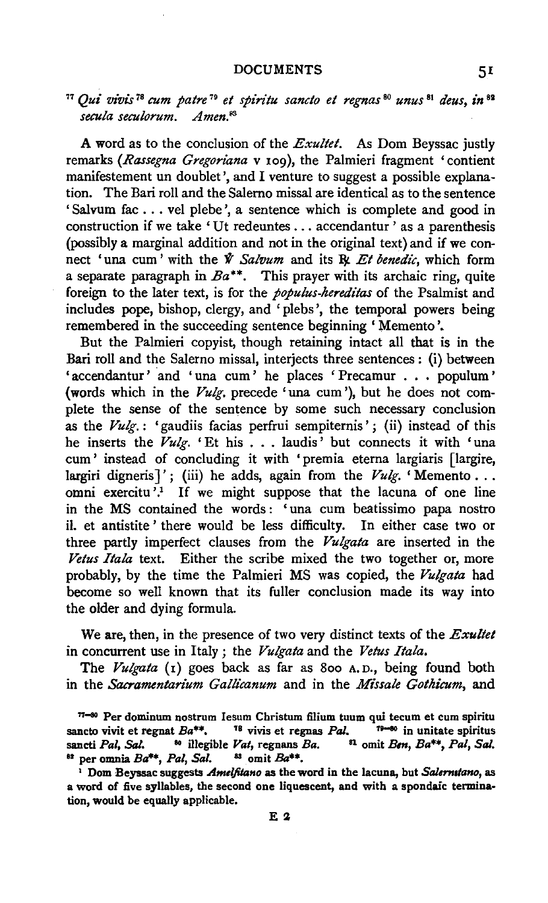[77] *Qui vivis* [78] *cum patre* [79] *et spiritu sancto et regnas* [80] *unus* [81] *deus, in* [82] *secula seculorum. Amen.* [83]

A word as to the conclusion of the *Exultet*. As Dom Beyssac justly remarks (*Rassegna Gregoriana* v 109), the Palmieri fragment 'contient manifestement un doublet', and I venture to suggest a possible explanation. The Bari roll and the Salerno missal are identical as to the sentence 'Salvum fac ... vel plebe', a sentence which is complete and good in construction if we take 'Ut redeuntes ... accendantur' as a parenthesis (possibly a marginal addition and not in the original text) and if we connect 'una cum' with the ℣ *Salvum* and its ℟ *Et benedic*, which form a separate paragraph in *Ba*\*\*. This prayer with its archaic ring, quite foreign to the later text, is for the *populus-hereditas* of the Psalmist and includes pope, bishop, clergy, and 'plebs', the temporal powers being remembered in the succeeding sentence beginning 'Memento'.

But the Palmieri copyist, though retaining intact all that is in the Bari roll and the Salerno missal, interjects three sentences: (i) between 'accendantur' and 'una cum' he places 'Precamur ... populum' (words which in the *Vulg.* precede 'una cum'), but he does not complete the sense of the sentence by some such necessary conclusion as the *Vulg.*: 'gaudiis facias perfrui sempiternis'; (ii) instead of this he inserts the *Vulg.* 'Et his ... laudis' but connects it with 'una cum' instead of concluding it with 'premia eterna largiaris [largire, largiri digneris]'; (iii) he adds, again from the *Vulg.* 'Memento ... omni exercitu'.[1] If we might suppose that the lacuna of one line in the MS contained the words: 'una cum beatissimo papa nostro il. et antistite' there would be less difficulty. In either case two or three partly imperfect clauses from the *Vulgata* are inserted in the *Vetus Itala* text. Either the scribe mixed the two together or, more probably, by the time the Palmieri MS was copied, the *Vulgata* had become so well known that its fuller conclusion made its way into the older and dying formula.

We are, then, in the presence of two very distinct texts of the *Exultet* in concurrent use in Italy; the *Vulgata* and the *Vetus Itala*.

The *Vulgata* (1) goes back as far as 800 A.D., being found both in the *Sacramentarium Gallicanum* and in the *Missale Gothicum*, and

---

77–80 Per dominum nostrum Iesum Christum filium tuum qui tecum et cum spiritu sancto vivit et regnat *Ba*\*\*. 78 vivis et regnas *Pal.* 79–80 in unitate spiritus sancti *Pal, Sal.* 80 illegible *Vat*, regnans *Ba.* 81 omit *Ben, Ba*\*\*, *Pal, Sal.* 82 per omnia *Ba*\*\*, *Pal, Sal.* 83 omit *Ba*\*\*.

[1] Dom Beyssac suggests *Amelfitano* as the word in the lacuna, but *Salernitano*, as a word of five syllables, the second one liquescent, and with a spondaic termination, would be equally applicable.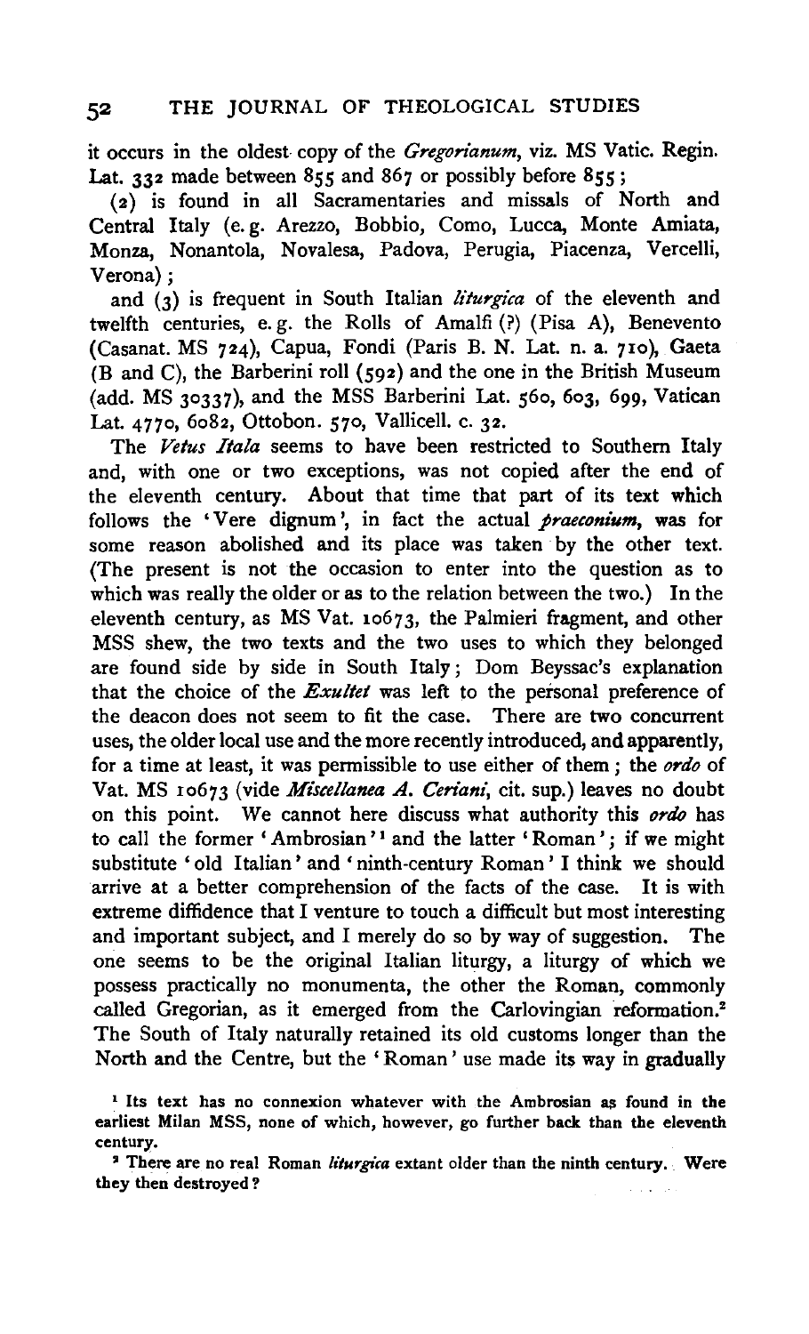it occurs in the oldest copy of the *Gregorianum*, viz. MS Vatic. Regin. Lat. 332 made between 855 and 867 or possibly before 855;

(2) is found in all Sacramentaries and missals of North and Central Italy (e. g. Arezzo, Bobbio, Como, Lucca, Monte Amiata, Monza, Nonantola, Novalesa, Padova, Perugia, Piacenza, Vercelli, Verona);

and (3) is frequent in South Italian *liturgica* of the eleventh and twelfth centuries, e. g. the Rolls of Amalfi (?) (Pisa A), Benevento (Casanat. MS 724), Capua, Fondi (Paris B. N. Lat. n. a. 710), Gaeta (B and C), the Barberini roll (592) and the one in the British Museum (add. MS 30337), and the MSS Barberini Lat. 560, 603, 699, Vatican Lat. 4770, 6082, Ottobon. 570, Vallicell. c. 32.

The *Vetus Itala* seems to have been restricted to Southern Italy and, with one or two exceptions, was not copied after the end of the eleventh century. About that time that part of its text which follows the 'Vere dignum', in fact the actual *praeconium*, was for some reason abolished and its place was taken by the other text. (The present is not the occasion to enter into the question as to which was really the older or as to the relation between the two.) In the eleventh century, as MS Vat. 10673, the Palmieri fragment, and other MSS shew, the two texts and the two uses to which they belonged are found side by side in South Italy; Dom Beyssac's explanation that the choice of the *Exultet* was left to the personal preference of the deacon does not seem to fit the case. There are two concurrent uses, the older local use and the more recently introduced, and apparently, for a time at least, it was permissible to use either of them; the *ordo* of Vat. MS 10673 (vide *Miscellanea A. Ceriani*, cit. sup.) leaves no doubt on this point. We cannot here discuss what authority this *ordo* has to call the former 'Ambrosian'[1] and the latter 'Roman'; if we might substitute 'old Italian' and 'ninth-century Roman' I think we should arrive at a better comprehension of the facts of the case. It is with extreme diffidence that I venture to touch a difficult but most interesting and important subject, and I merely do so by way of suggestion. The one seems to be the original Italian liturgy, a liturgy of which we possess practically no monumenta, the other the Roman, commonly called Gregorian, as it emerged from the Carlovingian reformation.[2] The South of Italy naturally retained its old customs longer than the North and the Centre, but the 'Roman' use made its way in gradually

[1] Its text has no connexion whatever with the Ambrosian as found in the earliest Milan MSS, none of which, however, go further back than the eleventh century.

[2] There are no real Roman *liturgica* extant older than the ninth century. Were they then destroyed?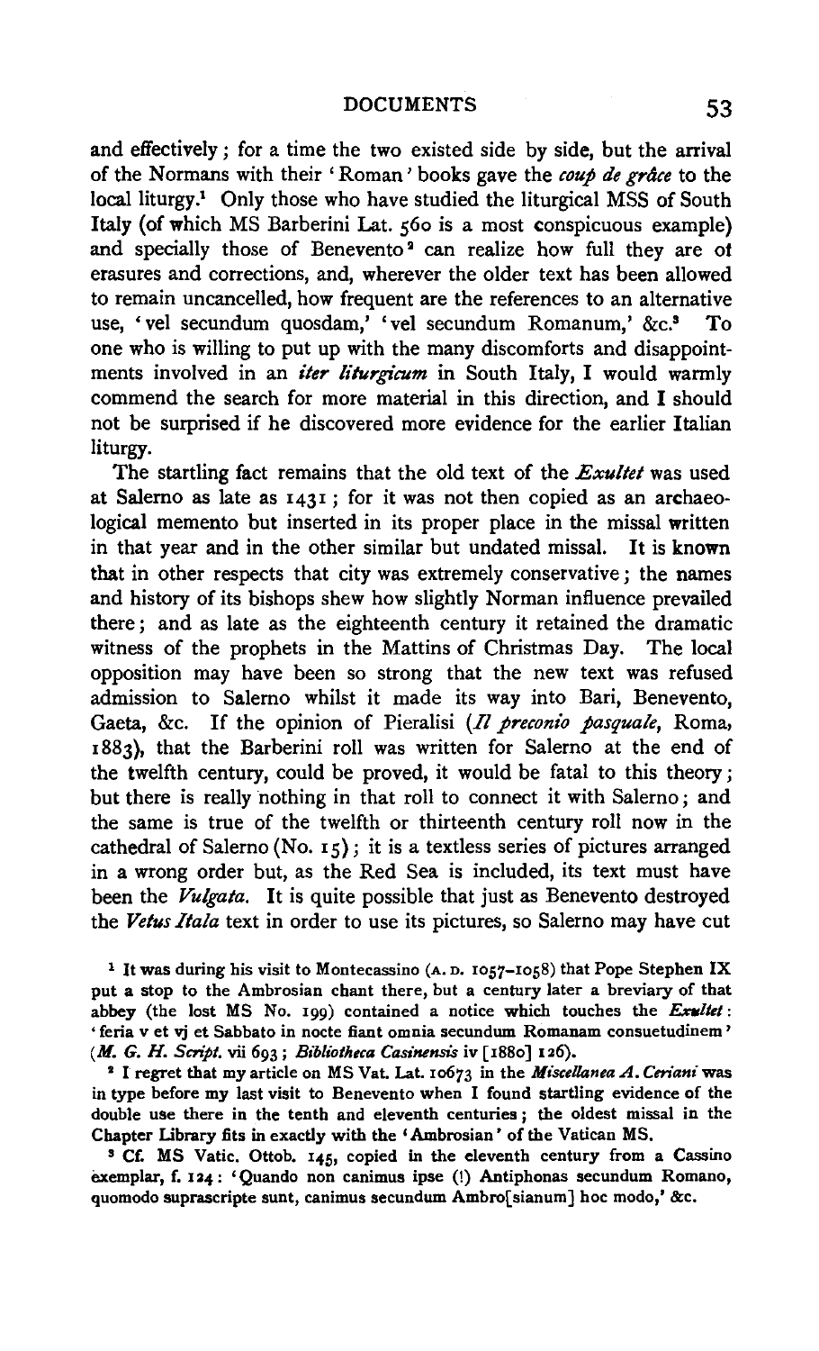and effectively; for a time the two existed side by side, but the arrival of the Normans with their 'Roman' books gave the *coup de grâce* to the local liturgy.[1] Only those who have studied the liturgical MSS of South Italy (of which MS Barberini Lat. 560 is a most conspicuous example) and specially those of Benevento[2] can realize how full they are of erasures and corrections, and, wherever the older text has been allowed to remain uncancelled, how frequent are the references to an alternative use, 'vel secundum quosdam,' 'vel secundum Romanum,' &c.[3] To one who is willing to put up with the many discomforts and disappointments involved in an *iter liturgicum* in South Italy, I would warmly commend the search for more material in this direction, and I should not be surprised if he discovered more evidence for the earlier Italian liturgy.

The startling fact remains that the old text of the *Exultet* was used at Salerno as late as 1431; for it was not then copied as an archaeological memento but inserted in its proper place in the missal written in that year and in the other similar but undated missal. It is known that in other respects that city was extremely conservative; the names and history of its bishops shew how slightly Norman influence prevailed there; and as late as the eighteenth century it retained the dramatic witness of the prophets in the Mattins of Christmas Day. The local opposition may have been so strong that the new text was refused admission to Salerno whilst it made its way into Bari, Benevento, Gaeta, &c. If the opinion of Pieralisi (*Il preconio pasquale*, Roma, 1883), that the Barberini roll was written for Salerno at the end of the twelfth century, could be proved, it would be fatal to this theory; but there is really nothing in that roll to connect it with Salerno; and the same is true of the twelfth or thirteenth century roll now in the cathedral of Salerno (No. 15); it is a textless series of pictures arranged in a wrong order but, as the Red Sea is included, its text must have been the *Vulgata*. It is quite possible that just as Benevento destroyed the *Vetus Itala* text in order to use its pictures, so Salerno may have cut

[1] It was during his visit to Montecassino (A. D. 1057–1058) that Pope Stephen IX put a stop to the Ambrosian chant there, but a century later a breviary of that abbey (the lost MS No. 199) contained a notice which touches the *Exultet*: 'feria v et vj et Sabbato in nocte fiant omnia secundum Romanam consuetudinem' (*M. G. H. Script.* vii 693; *Bibliotheca Casinensis* iv [1880] 126).

[2] I regret that my article on MS Vat. Lat. 10673 in the *Miscellanea A. Ceriani* was in type before my last visit to Benevento when I found startling evidence of the double use there in the tenth and eleventh centuries; the oldest missal in the Chapter Library fits in exactly with the 'Ambrosian' of the Vatican MS.

[3] Cf. MS Vatic. Ottob. 145, copied in the eleventh century from a Cassino exemplar, f. 124: 'Quando non canimus ipse (!) Antiphonas secundum Romano, quomodo suprascripte sunt, canimus secundum Ambro[sianum] hoc modo,' &c.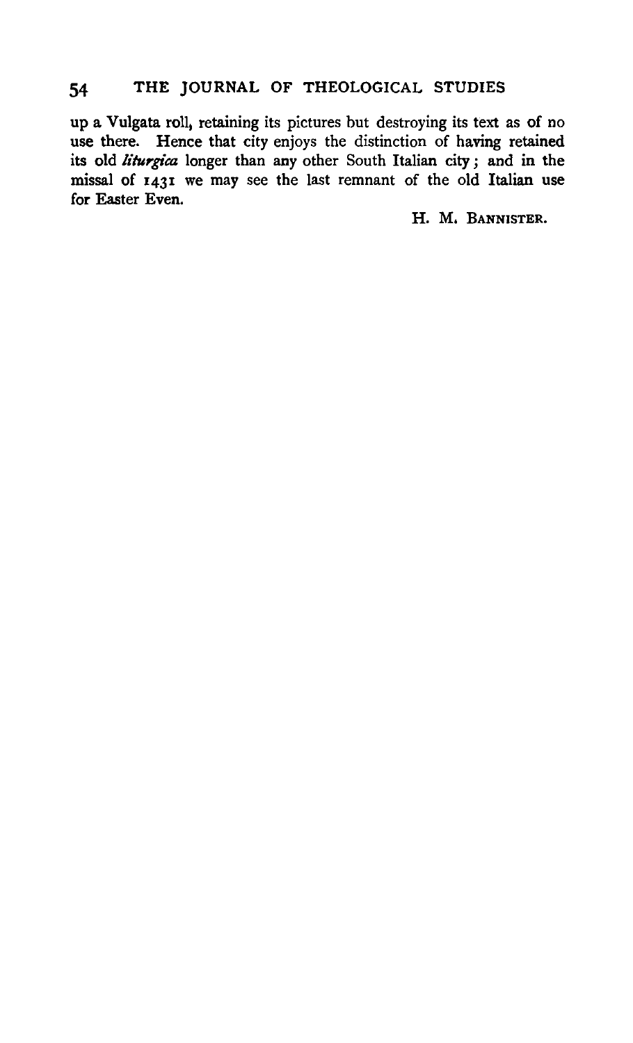up a Vulgata roll, retaining its pictures but destroying its text as of no use there. Hence that city enjoys the distinction of having retained its old *liturgica* longer than any other South Italian city; and in the missal of 1431 we may see the last remnant of the old Italian use for Easter Even.

H. M. BANNISTER.